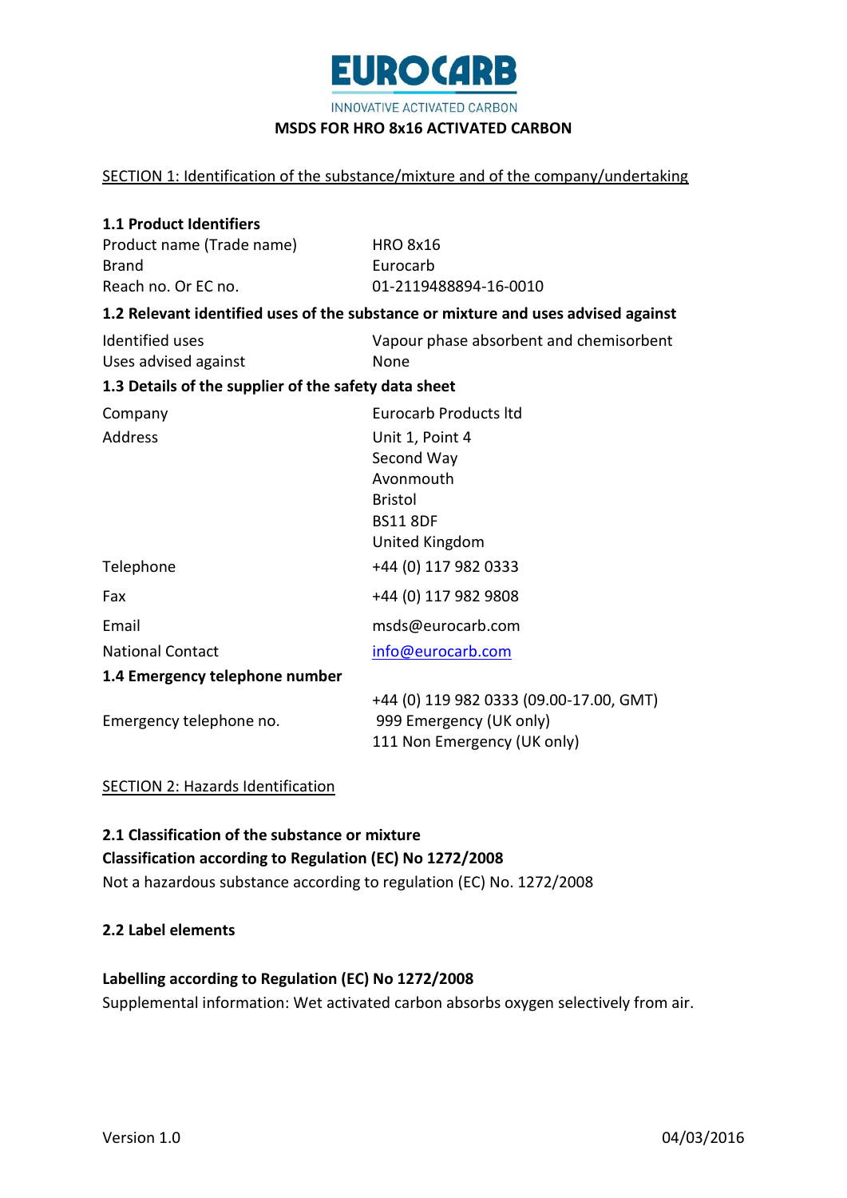# EUROCARB

INNOVATIVE ACTIVATED CARBON

**MSDS FOR HRO 8x16 ACTIVATED CARBON**

## SECTION 1: Identification of the substance/mixture and of the company/undertaking

### 1.1 Product Identifiers

| | |
|---|---|
| Product name (Trade name) | HRO 8x16 |
| Brand | Eurocarb |
| Reach no. Or EC no. | 01-2119488894-16-0010 |

### 1.2 Relevant identified uses of the substance or mixture and uses advised against

| | |
|---|---|
| Identified uses | Vapour phase absorbent and chemisorbent |
| Uses advised against | None |

### 1.3 Details of the supplier of the safety data sheet

| | |
|---|---|
| Company | Eurocarb Products ltd |
| Address | Unit 1, Point 4<br>Second Way<br>Avonmouth<br>Bristol<br>BS11 8DF<br>United Kingdom |
| Telephone | +44 (0) 117 982 0333 |
| Fax | +44 (0) 117 982 9808 |
| Email | msds@eurocarb.com |
| National Contact | info@eurocarb.com |

### 1.4 Emergency telephone number

| | |
|---|---|
| Emergency telephone no. | +44 (0) 119 982 0333 (09.00-17.00, GMT)<br>999 Emergency (UK only)<br>111 Non Emergency (UK only) |

## SECTION 2: Hazards Identification

### 2.1 Classification of the substance or mixture

**Classification according to Regulation (EC) No 1272/2008**

Not a hazardous substance according to regulation (EC) No. 1272/2008

### 2.2 Label elements

**Labelling according to Regulation (EC) No 1272/2008**

Supplemental information: Wet activated carbon absorbs oxygen selectively from air.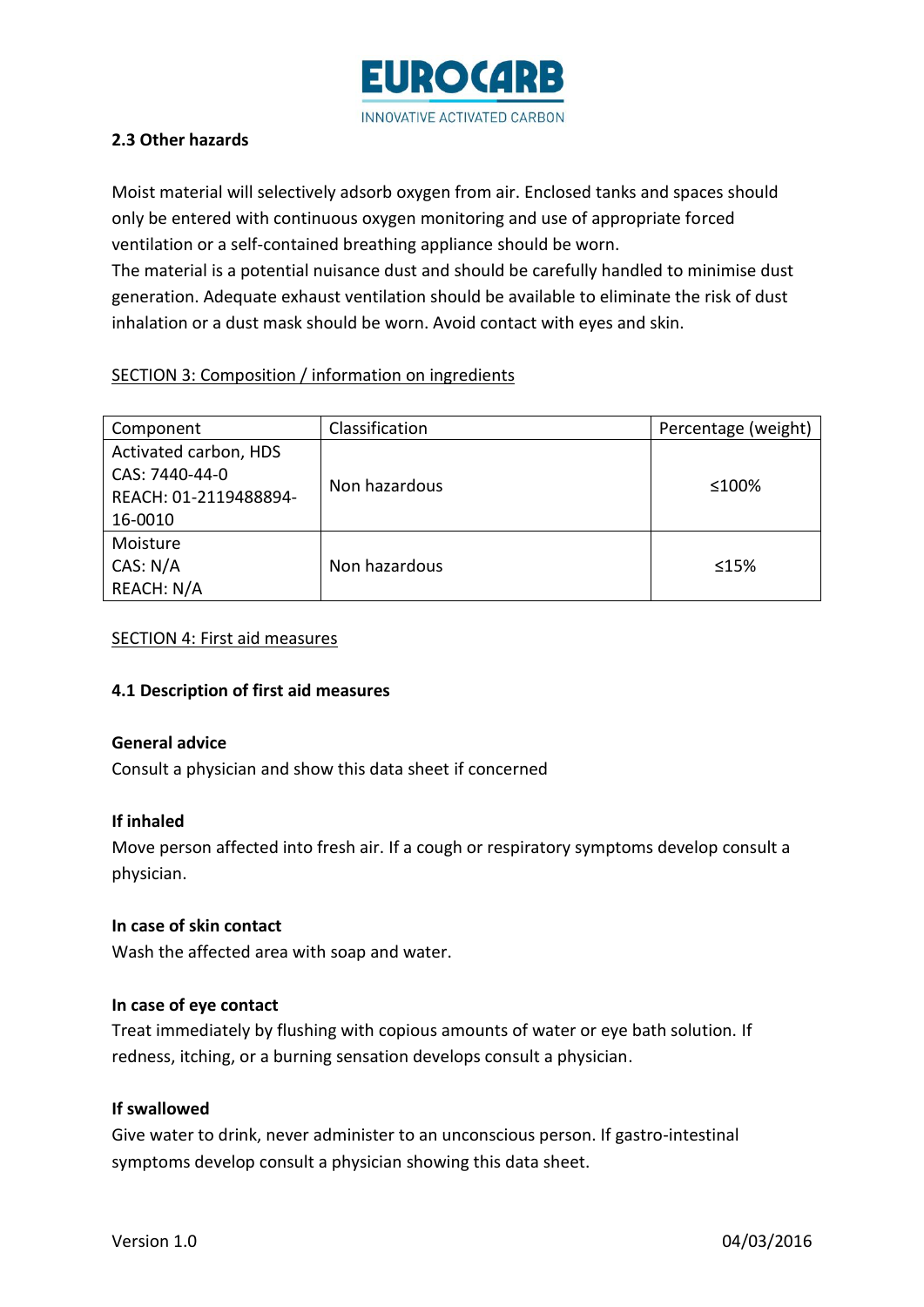### 2.3 Other hazards

Moist material will selectively adsorb oxygen from air. Enclosed tanks and spaces should only be entered with continuous oxygen monitoring and use of appropriate forced ventilation or a self-contained breathing appliance should be worn.
The material is a potential nuisance dust and should be carefully handled to minimise dust generation. Adequate exhaust ventilation should be available to eliminate the risk of dust inhalation or a dust mask should be worn. Avoid contact with eyes and skin.

## SECTION 3: Composition / information on ingredients

| Component | Classification | Percentage (weight) |
|---|---|---|
| Activated carbon, HDS<br>CAS: 7440-44-0<br>REACH: 01-2119488894-16-0010 | Non hazardous | ≤100% |
| Moisture<br>CAS: N/A<br>REACH: N/A | Non hazardous | ≤15% |

## SECTION 4: First aid measures

### 4.1 Description of first aid measures

**General advice**
Consult a physician and show this data sheet if concerned

**If inhaled**
Move person affected into fresh air. If a cough or respiratory symptoms develop consult a physician.

**In case of skin contact**
Wash the affected area with soap and water.

**In case of eye contact**
Treat immediately by flushing with copious amounts of water or eye bath solution. If redness, itching, or a burning sensation develops consult a physician.

**If swallowed**
Give water to drink, never administer to an unconscious person. If gastro-intestinal symptoms develop consult a physician showing this data sheet.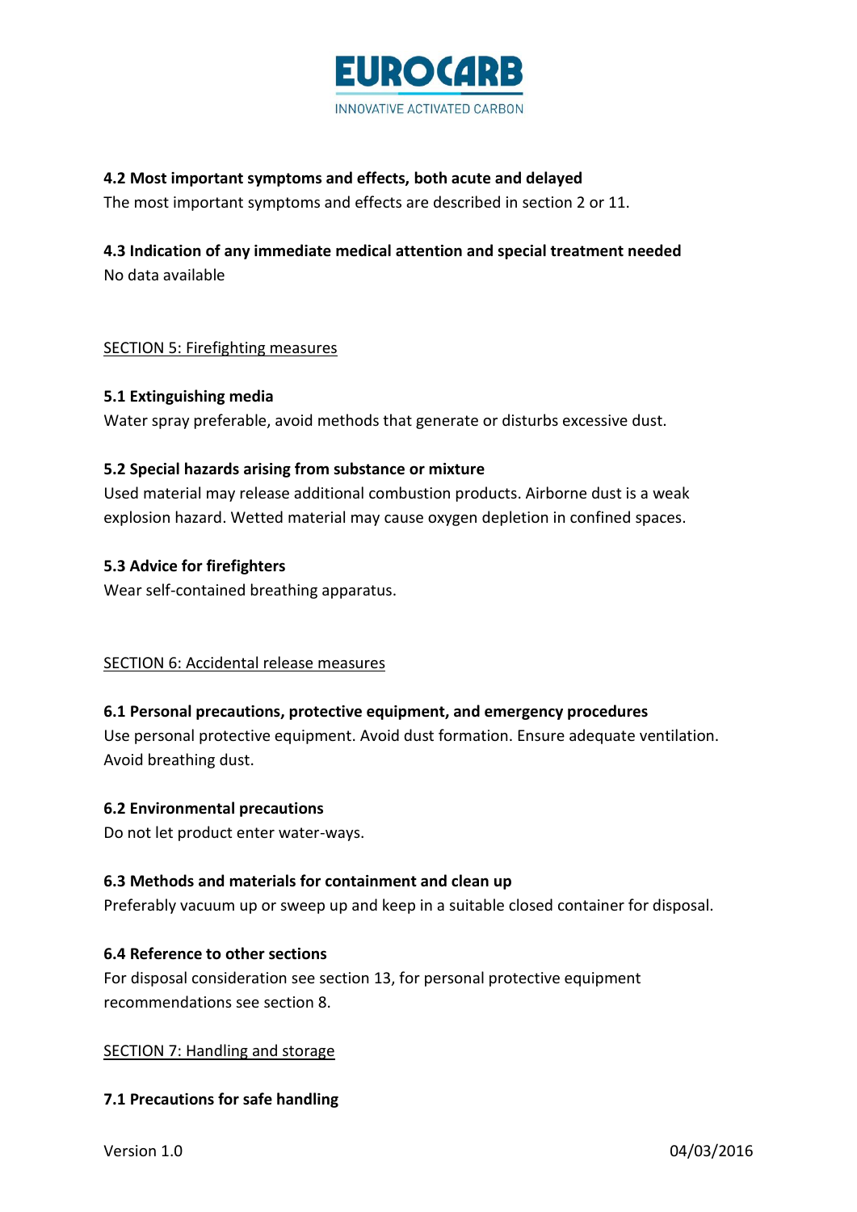#### 4.2 Most important symptoms and effects, both acute and delayed

The most important symptoms and effects are described in section 2 or 11.

#### 4.3 Indication of any immediate medical attention and special treatment needed

No data available

## SECTION 5: Firefighting measures

#### 5.1 Extinguishing media

Water spray preferable, avoid methods that generate or disturbs excessive dust.

#### 5.2 Special hazards arising from substance or mixture

Used material may release additional combustion products. Airborne dust is a weak explosion hazard. Wetted material may cause oxygen depletion in confined spaces.

#### 5.3 Advice for firefighters

Wear self-contained breathing apparatus.

## SECTION 6: Accidental release measures

#### 6.1 Personal precautions, protective equipment, and emergency procedures

Use personal protective equipment. Avoid dust formation. Ensure adequate ventilation. Avoid breathing dust.

#### 6.2 Environmental precautions

Do not let product enter water-ways.

#### 6.3 Methods and materials for containment and clean up

Preferably vacuum up or sweep up and keep in a suitable closed container for disposal.

#### 6.4 Reference to other sections

For disposal consideration see section 13, for personal protective equipment recommendations see section 8.

## SECTION 7: Handling and storage

#### 7.1 Precautions for safe handling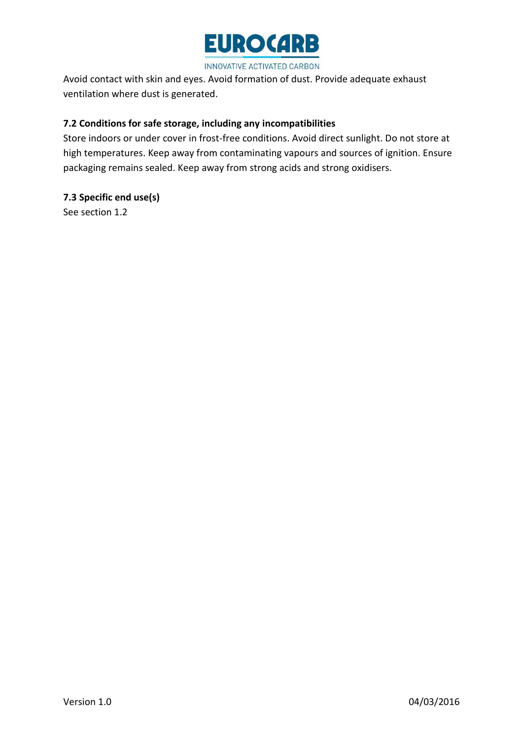Avoid contact with skin and eyes. Avoid formation of dust. Provide adequate exhaust ventilation where dust is generated.

### 7.2 Conditions for safe storage, including any incompatibilities

Store indoors or under cover in frost-free conditions. Avoid direct sunlight. Do not store at high temperatures. Keep away from contaminating vapours and sources of ignition. Ensure packaging remains sealed. Keep away from strong acids and strong oxidisers.

### 7.3 Specific end use(s)

See section 1.2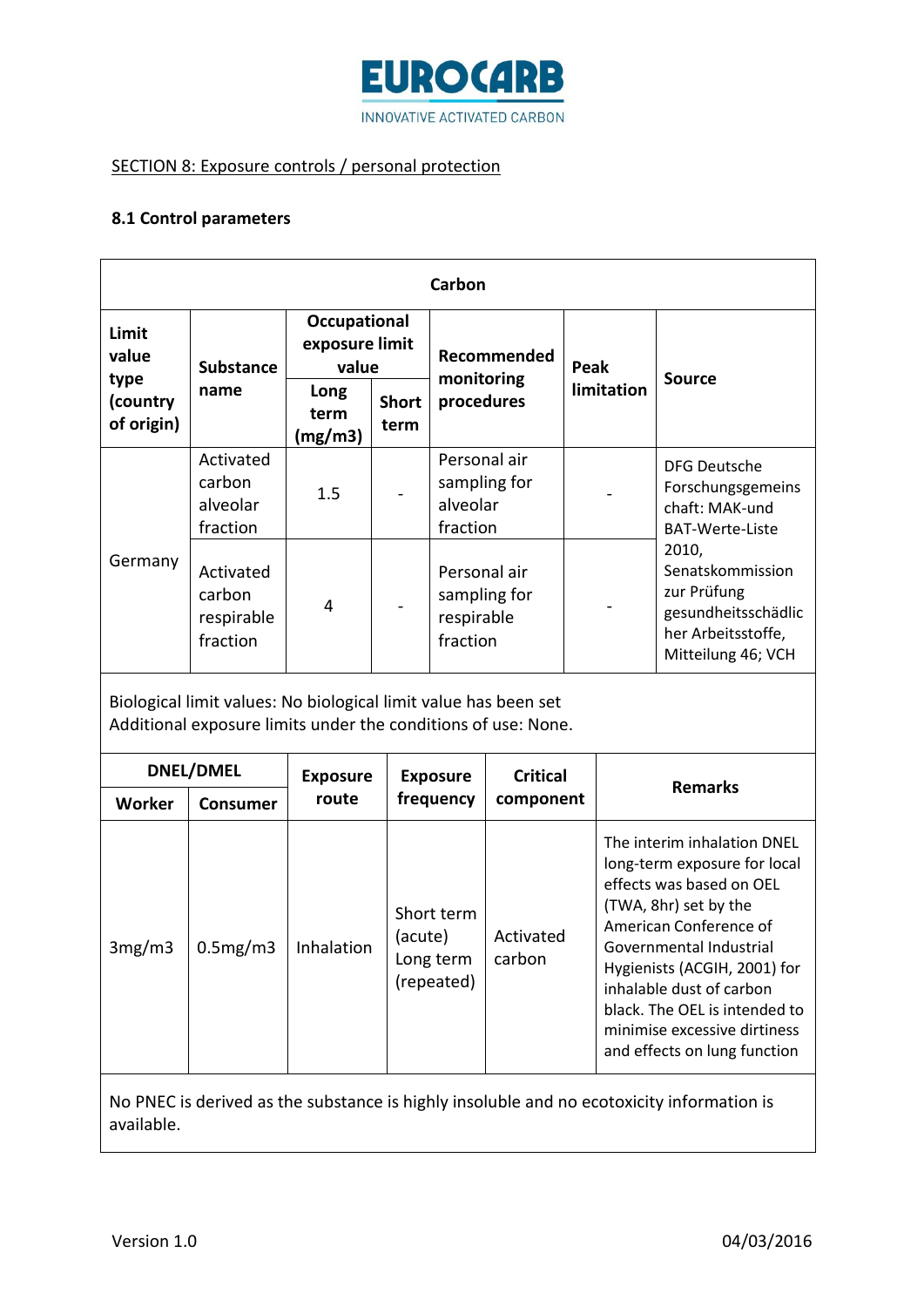SECTION 8: Exposure controls / personal protection

### 8.1 Control parameters

| Carbon | | | | | | |
|---|---|---|---|---|---|---|
| **Limit value type (country of origin)** | **Substance name** | **Occupational exposure limit value** | | **Recommended monitoring procedures** | **Peak limitation** | **Source** |
| | | **Long term (mg/m3)** | **Short term** | | | |
| Germany | Activated carbon alveolar fraction | 1.5 | - | Personal air sampling for alveolar fraction | - | DFG Deutsche Forschungsgemeinschaft: MAK-und BAT-Werte-Liste 2010, Senatskommission zur Prüfung gesundheitsschädlicher Arbeitsstoffe, Mitteilung 46; VCH |
| | Activated carbon respirable fraction | 4 | - | Personal air sampling for respirable fraction | - | |

Biological limit values: No biological limit value has been set
Additional exposure limits under the conditions of use: None.

| **DNEL/DMEL** | | **Exposure route** | **Exposure frequency** | **Critical component** | **Remarks** |
|---|---|---|---|---|---|
| **Worker** | **Consumer** | | | | |
| 3mg/m3 | 0.5mg/m3 | Inhalation | Short term (acute) Long term (repeated) | Activated carbon | The interim inhalation DNEL long-term exposure for local effects was based on OEL (TWA, 8hr) set by the American Conference of Governmental Industrial Hygienists (ACGIH, 2001) for inhalable dust of carbon black. The OEL is intended to minimise excessive dirtiness and effects on lung function |

No PNEC is derived as the substance is highly insoluble and no ecotoxicity information is available.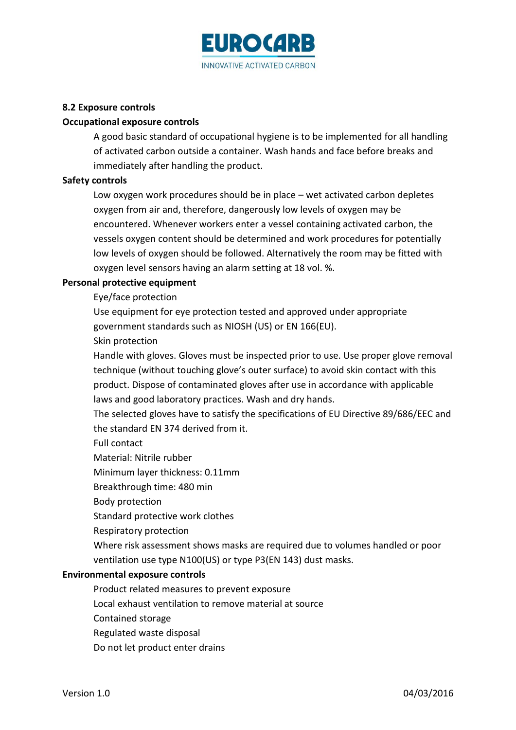### 8.2 Exposure controls

**Occupational exposure controls**

A good basic standard of occupational hygiene is to be implemented for all handling of activated carbon outside a container. Wash hands and face before breaks and immediately after handling the product.

**Safety controls**

Low oxygen work procedures should be in place – wet activated carbon depletes oxygen from air and, therefore, dangerously low levels of oxygen may be encountered. Whenever workers enter a vessel containing activated carbon, the vessels oxygen content should be determined and work procedures for potentially low levels of oxygen should be followed. Alternatively the room may be fitted with oxygen level sensors having an alarm setting at 18 vol. %.

**Personal protective equipment**

Eye/face protection

Use equipment for eye protection tested and approved under appropriate government standards such as NIOSH (US) or EN 166(EU).

Skin protection

Handle with gloves. Gloves must be inspected prior to use. Use proper glove removal technique (without touching glove's outer surface) to avoid skin contact with this product. Dispose of contaminated gloves after use in accordance with applicable laws and good laboratory practices. Wash and dry hands.

The selected gloves have to satisfy the specifications of EU Directive 89/686/EEC and the standard EN 374 derived from it.

Full contact

Material: Nitrile rubber

Minimum layer thickness: 0.11mm

Breakthrough time: 480 min

Body protection

Standard protective work clothes

Respiratory protection

Where risk assessment shows masks are required due to volumes handled or poor ventilation use type N100(US) or type P3(EN 143) dust masks.

**Environmental exposure controls**

Product related measures to prevent exposure

Local exhaust ventilation to remove material at source

Contained storage

Regulated waste disposal

Do not let product enter drains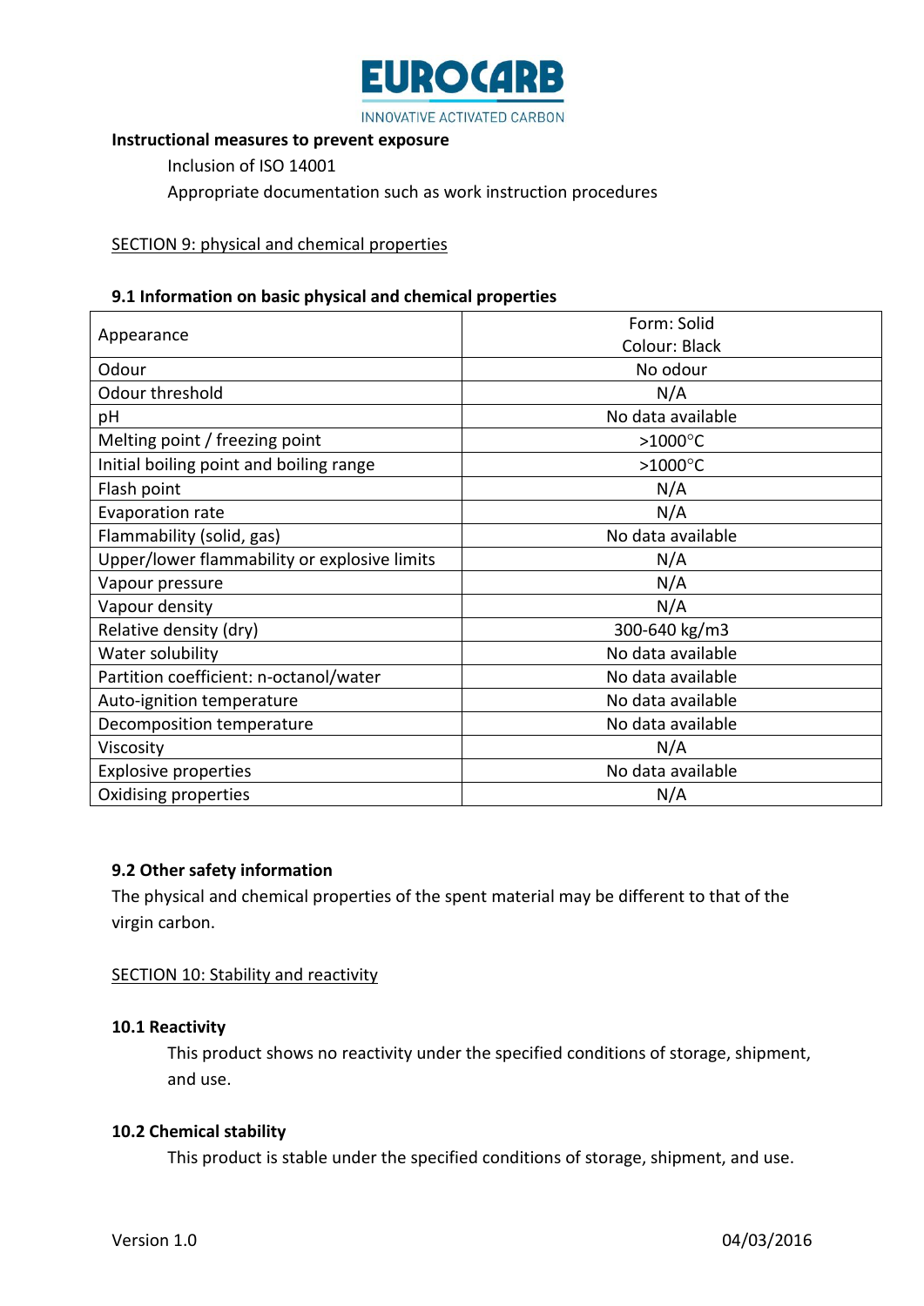**Instructional measures to prevent exposure**

Inclusion of ISO 14001

Appropriate documentation such as work instruction procedures

SECTION 9: physical and chemical properties

### 9.1 Information on basic physical and chemical properties

| Property | Value |
|---|---|
| Appearance | Form: Solid<br>Colour: Black |
| Odour | No odour |
| Odour threshold | N/A |
| pH | No data available |
| Melting point / freezing point | >1000°C |
| Initial boiling point and boiling range | >1000°C |
| Flash point | N/A |
| Evaporation rate | N/A |
| Flammability (solid, gas) | No data available |
| Upper/lower flammability or explosive limits | N/A |
| Vapour pressure | N/A |
| Vapour density | N/A |
| Relative density (dry) | 300-640 kg/m3 |
| Water solubility | No data available |
| Partition coefficient: n-octanol/water | No data available |
| Auto-ignition temperature | No data available |
| Decomposition temperature | No data available |
| Viscosity | N/A |
| Explosive properties | No data available |
| Oxidising properties | N/A |

### 9.2 Other safety information

The physical and chemical properties of the spent material may be different to that of the virgin carbon.

SECTION 10: Stability and reactivity

### 10.1 Reactivity

This product shows no reactivity under the specified conditions of storage, shipment, and use.

### 10.2 Chemical stability

This product is stable under the specified conditions of storage, shipment, and use.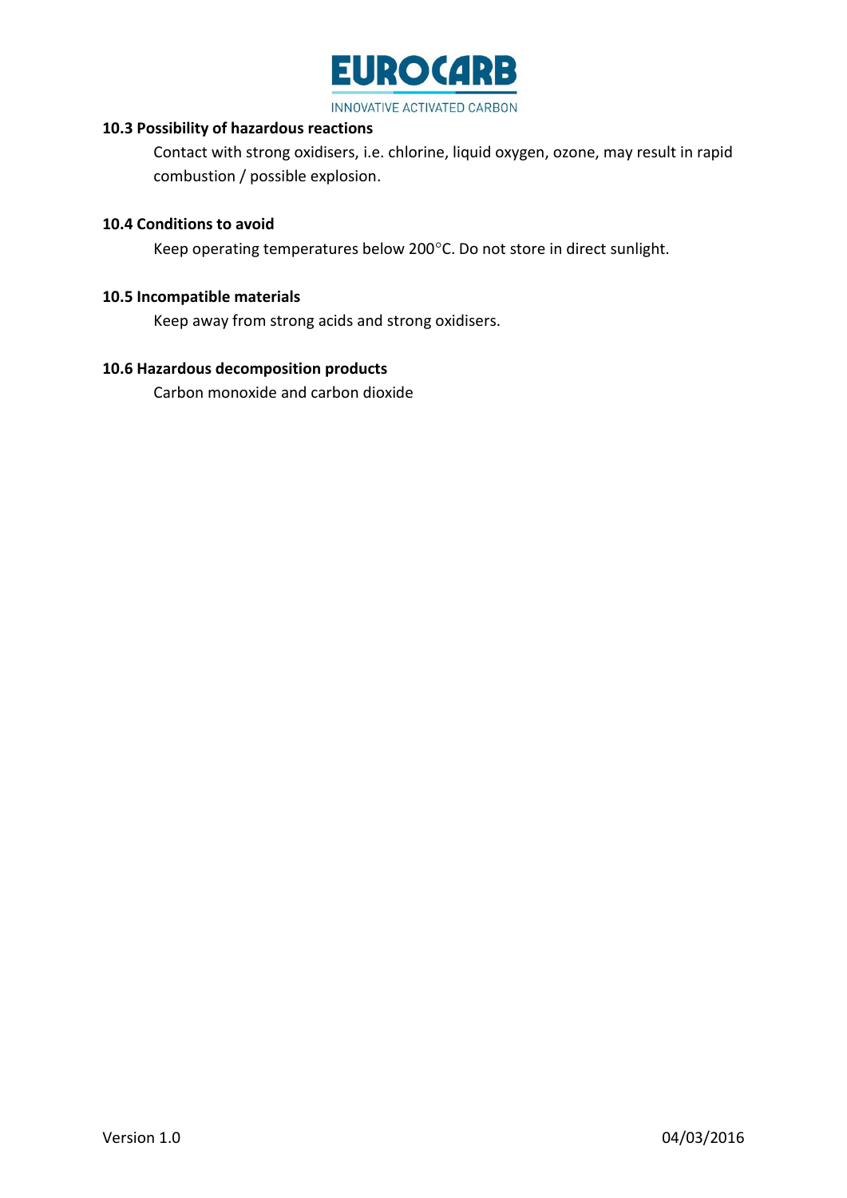### 10.3 Possibility of hazardous reactions

Contact with strong oxidisers, i.e. chlorine, liquid oxygen, ozone, may result in rapid combustion / possible explosion.

### 10.4 Conditions to avoid

Keep operating temperatures below 200°C. Do not store in direct sunlight.

### 10.5 Incompatible materials

Keep away from strong acids and strong oxidisers.

### 10.6 Hazardous decomposition products

Carbon monoxide and carbon dioxide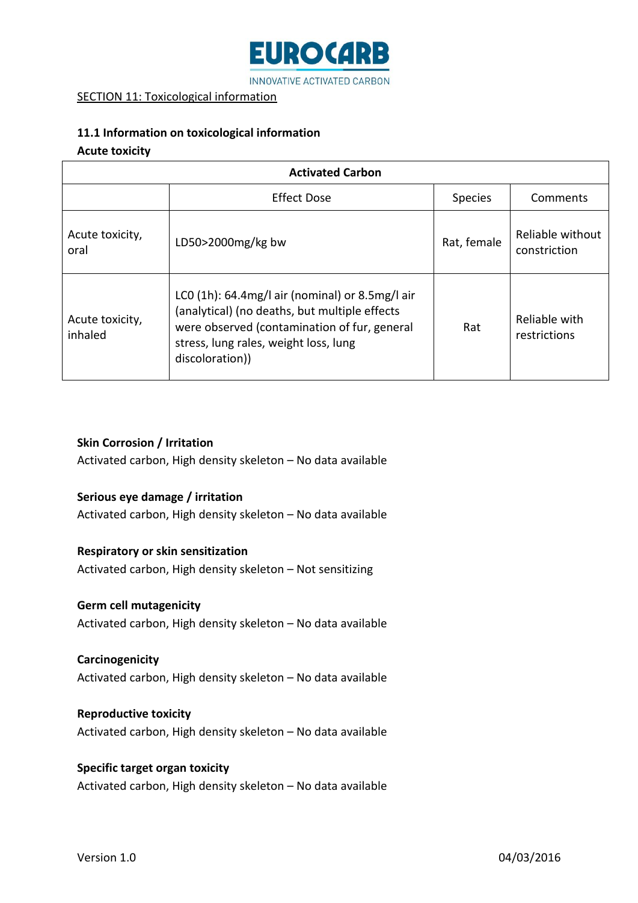SECTION 11: Toxicological information

### 11.1 Information on toxicological information

**Acute toxicity**

| Activated Carbon | | | |
|---|---|---|---|
| | Effect Dose | Species | Comments |
| Acute toxicity, oral | LD50>2000mg/kg bw | Rat, female | Reliable without constriction |
| Acute toxicity, inhaled | LC0 (1h): 64.4mg/l air (nominal) or 8.5mg/l air (analytical) (no deaths, but multiple effects were observed (contamination of fur, general stress, lung rales, weight loss, lung discoloration)) | Rat | Reliable with restrictions |

**Skin Corrosion / Irritation**
Activated carbon, High density skeleton – No data available

**Serious eye damage / irritation**
Activated carbon, High density skeleton – No data available

**Respiratory or skin sensitization**
Activated carbon, High density skeleton – Not sensitizing

**Germ cell mutagenicity**
Activated carbon, High density skeleton – No data available

**Carcinogenicity**
Activated carbon, High density skeleton – No data available

**Reproductive toxicity**
Activated carbon, High density skeleton – No data available

**Specific target organ toxicity**
Activated carbon, High density skeleton – No data available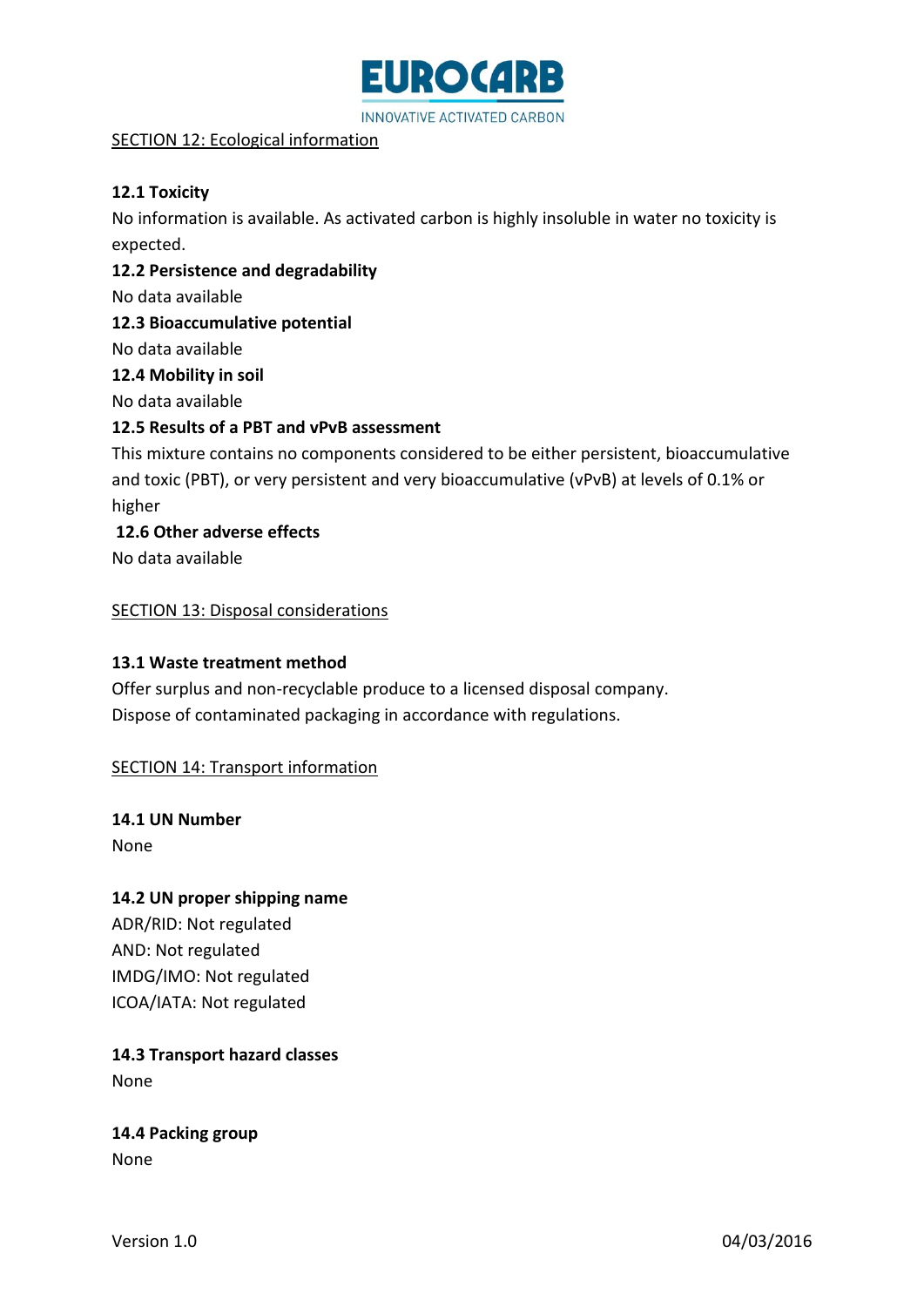## SECTION 12: Ecological information

**12.1 Toxicity**

No information is available. As activated carbon is highly insoluble in water no toxicity is expected.

**12.2 Persistence and degradability**

No data available

**12.3 Bioaccumulative potential**

No data available

**12.4 Mobility in soil**

No data available

**12.5 Results of a PBT and vPvB assessment**

This mixture contains no components considered to be either persistent, bioaccumulative and toxic (PBT), or very persistent and very bioaccumulative (vPvB) at levels of 0.1% or higher

**12.6 Other adverse effects**

No data available

## SECTION 13: Disposal considerations

**13.1 Waste treatment method**

Offer surplus and non-recyclable produce to a licensed disposal company.
Dispose of contaminated packaging in accordance with regulations.

## SECTION 14: Transport information

**14.1 UN Number**

None

**14.2 UN proper shipping name**

ADR/RID: Not regulated
AND: Not regulated
IMDG/IMO: Not regulated
ICOA/IATA: Not regulated

**14.3 Transport hazard classes**

None

**14.4 Packing group**

None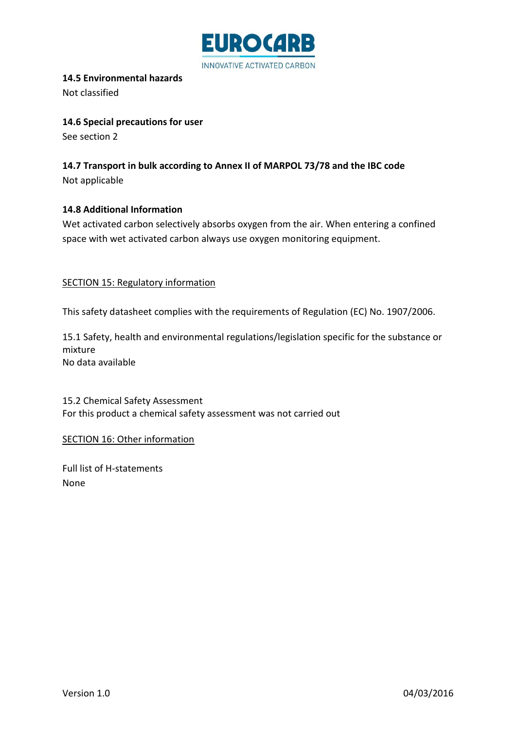**14.5 Environmental hazards**

Not classified

**14.6 Special precautions for user**

See section 2

**14.7 Transport in bulk according to Annex II of MARPOL 73/78 and the IBC code**

Not applicable

**14.8 Additional Information**

Wet activated carbon selectively absorbs oxygen from the air. When entering a confined space with wet activated carbon always use oxygen monitoring equipment.

## SECTION 15: Regulatory information

This safety datasheet complies with the requirements of Regulation (EC) No. 1907/2006.

15.1 Safety, health and environmental regulations/legislation specific for the substance or mixture
No data available

15.2 Chemical Safety Assessment
For this product a chemical safety assessment was not carried out

## SECTION 16: Other information

Full list of H-statements
None

Version 1.0 04/03/2016